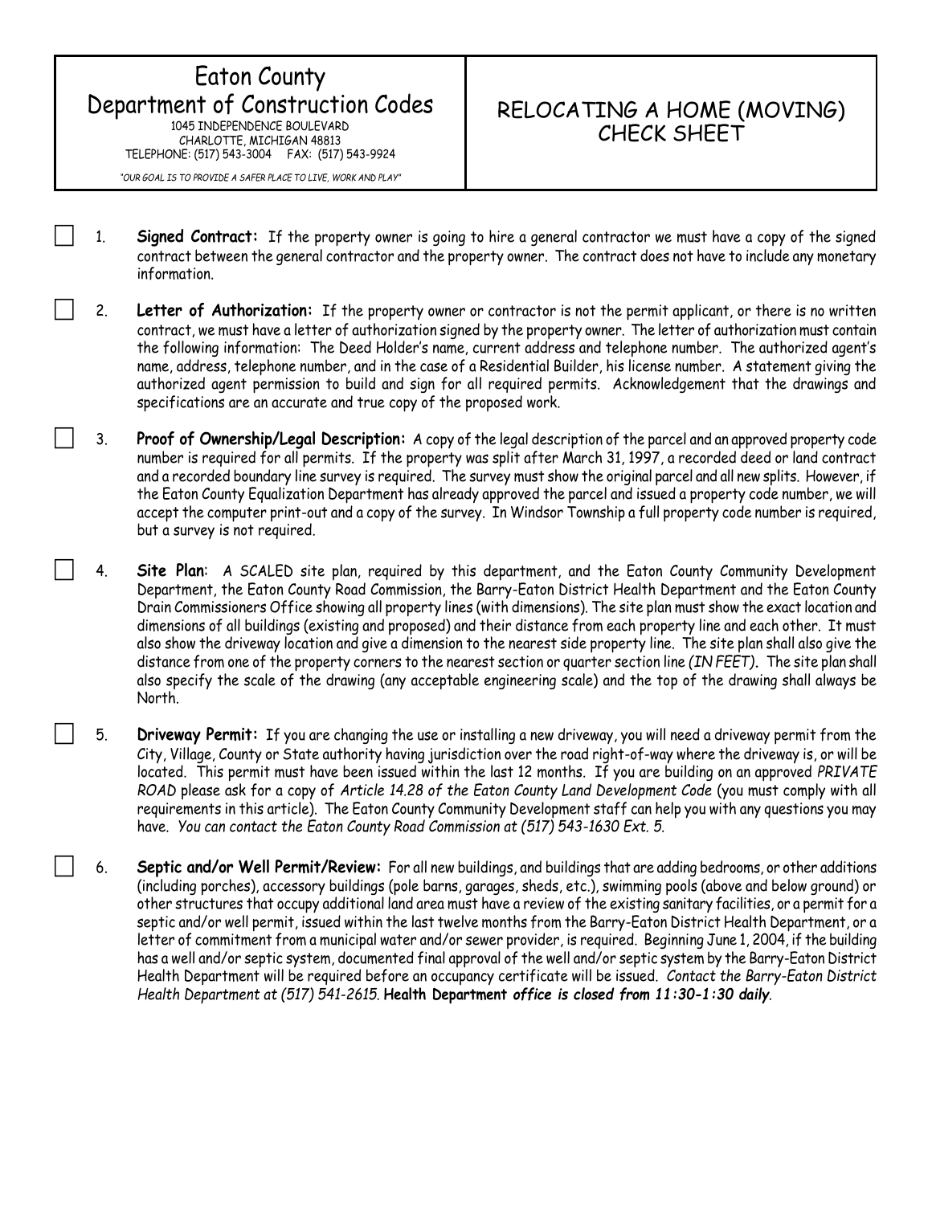# Eaton County Department of Construction Codes

1045 INDEPENDENCE BOULEVARD
CHARLOTTE, MICHIGAN 48813
TELEPHONE: (517) 543-3004 FAX: (517) 543-9924

*"OUR GOAL IS TO PROVIDE A SAFER PLACE TO LIVE, WORK AND PLAY"*

## RELOCATING A HOME (MOVING) CHECK SHEET

- [ ] 1. **Signed Contract:** If the property owner is going to hire a general contractor we must have a copy of the signed contract between the general contractor and the property owner. The contract does not have to include any monetary information.

- [ ] 2. **Letter of Authorization:** If the property owner or contractor is not the permit applicant, or there is no written contract, we must have a letter of authorization signed by the property owner. The letter of authorization must contain the following information: The Deed Holder's name, current address and telephone number. The authorized agent's name, address, telephone number, and in the case of a Residential Builder, his license number. A statement giving the authorized agent permission to build and sign for all required permits. Acknowledgement that the drawings and specifications are an accurate and true copy of the proposed work.

- [ ] 3. **Proof of Ownership/Legal Description:** A copy of the legal description of the parcel and an approved property code number is required for all permits. If the property was split after March 31, 1997, a recorded deed or land contract and a recorded boundary line survey is required. The survey must show the original parcel and all new splits. However, if the Eaton County Equalization Department has already approved the parcel and issued a property code number, we will accept the computer print-out and a copy of the survey. In Windsor Township a full property code number is required, but a survey is not required.

- [ ] 4. **Site Plan**: A SCALED site plan, required by this department, and the Eaton County Community Development Department, the Eaton County Road Commission, the Barry-Eaton District Health Department and the Eaton County Drain Commissioners Office showing all property lines (with dimensions). The site plan must show the exact location and dimensions of all buildings (existing and proposed) and their distance from each property line and each other. It must also show the driveway location and give a dimension to the nearest side property line. The site plan shall also give the distance from one of the property corners to the nearest section or quarter section line *(IN FEET)*. The site plan shall also specify the scale of the drawing (any acceptable engineering scale) and the top of the drawing shall always be North.

- [ ] 5. **Driveway Permit:** If you are changing the use or installing a new driveway, you will need a driveway permit from the City, Village, County or State authority having jurisdiction over the road right-of-way where the driveway is, or will be located. This permit must have been issued within the last 12 months. If you are building on an approved *PRIVATE ROAD* please ask for a copy of *Article 14.28 of the Eaton County Land Development Code* (you must comply with all requirements in this article). The Eaton County Community Development staff can help you with any questions you may have. *You can contact the Eaton County Road Commission at (517) 543-1630 Ext. 5.*

- [ ] 6. **Septic and/or Well Permit/Review:** For all new buildings, and buildings that are adding bedrooms, or other additions (including porches), accessory buildings (pole barns, garages, sheds, etc.), swimming pools (above and below ground) or other structures that occupy additional land area must have a review of the existing sanitary facilities, or a permit for a septic and/or well permit, issued within the last twelve months from the Barry-Eaton District Health Department, or a letter of commitment from a municipal water and/or sewer provider, is required. Beginning June 1, 2004, if the building has a well and/or septic system, documented final approval of the well and/or septic system by the Barry-Eaton District Health Department will be required before an occupancy certificate will be issued. *Contact the Barry-Eaton District Health Department at (517) 541-2615.* **Health Department *office is closed from 11:30-1:30 daily*.**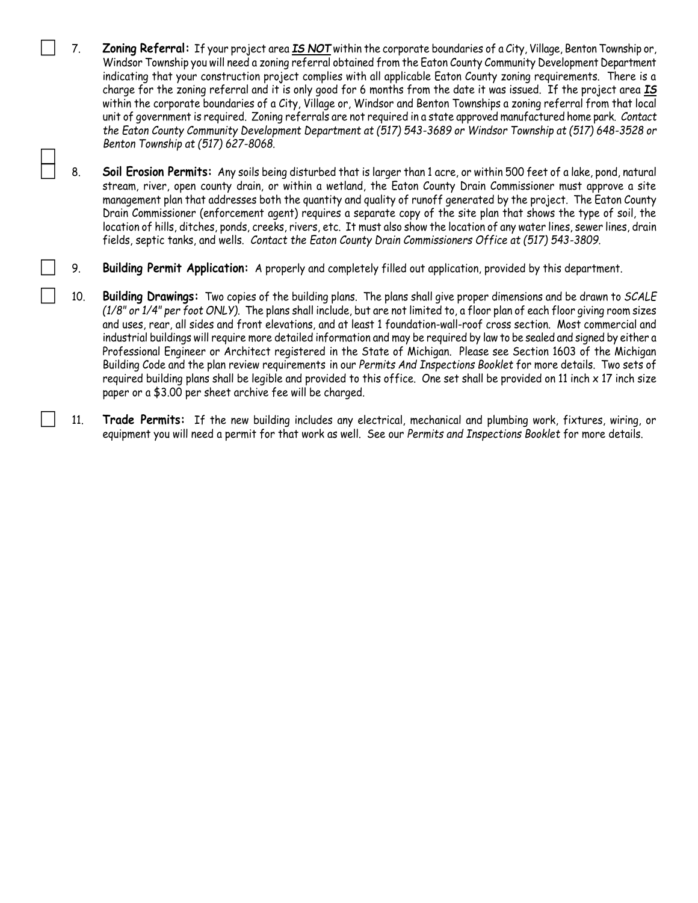- [ ] 7. **Zoning Referral:** If your project area ***IS NOT*** within the corporate boundaries of a City, Village, Benton Township or, Windsor Township you will need a zoning referral obtained from the Eaton County Community Development Department indicating that your construction project complies with all applicable Eaton County zoning requirements. There is a charge for the zoning referral and it is only good for 6 months from the date it was issued. If the project area ***IS*** within the corporate boundaries of a City, Village or, Windsor and Benton Townships a zoning referral from that local unit of government is required. Zoning referrals are not required in a state approved manufactured home park. *Contact the Eaton County Community Development Department at (517) 543-3689 or Windsor Township at (517) 648-3528 or Benton Township at (517) 627-8068.*

- [ ] 8. **Soil Erosion Permits:** Any soils being disturbed that is larger than 1 acre, or within 500 feet of a lake, pond, natural stream, river, open county drain, or within a wetland, the Eaton County Drain Commissioner must approve a site management plan that addresses both the quantity and quality of runoff generated by the project. The Eaton County Drain Commissioner (enforcement agent) requires a separate copy of the site plan that shows the type of soil, the location of hills, ditches, ponds, creeks, rivers, etc. It must also show the location of any water lines, sewer lines, drain fields, septic tanks, and wells. *Contact the Eaton County Drain Commissioners Office at (517) 543-3809.*

- [ ] 9. **Building Permit Application:** A properly and completely filled out application, provided by this department.

- [ ] 10. **Building Drawings:** Two copies of the building plans. The plans shall give proper dimensions and be drawn to *SCALE (1/8" or 1/4" per foot ONLY).* The plans shall include, but are not limited to, a floor plan of each floor giving room sizes and uses, rear, all sides and front elevations, and at least 1 foundation-wall-roof cross section. Most commercial and industrial buildings will require more detailed information and may be required by law to be sealed and signed by either a Professional Engineer or Architect registered in the State of Michigan. Please see Section 1603 of the Michigan Building Code and the plan review requirements in our *Permits And Inspections Booklet* for more details. Two sets of required building plans shall be legible and provided to this office. One set shall be provided on 11 inch x 17 inch size paper or a $3.00 per sheet archive fee will be charged.

- [ ] 11. **Trade Permits:** If the new building includes any electrical, mechanical and plumbing work, fixtures, wiring, or equipment you will need a permit for that work as well. See our *Permits and Inspections Booklet* for more details.